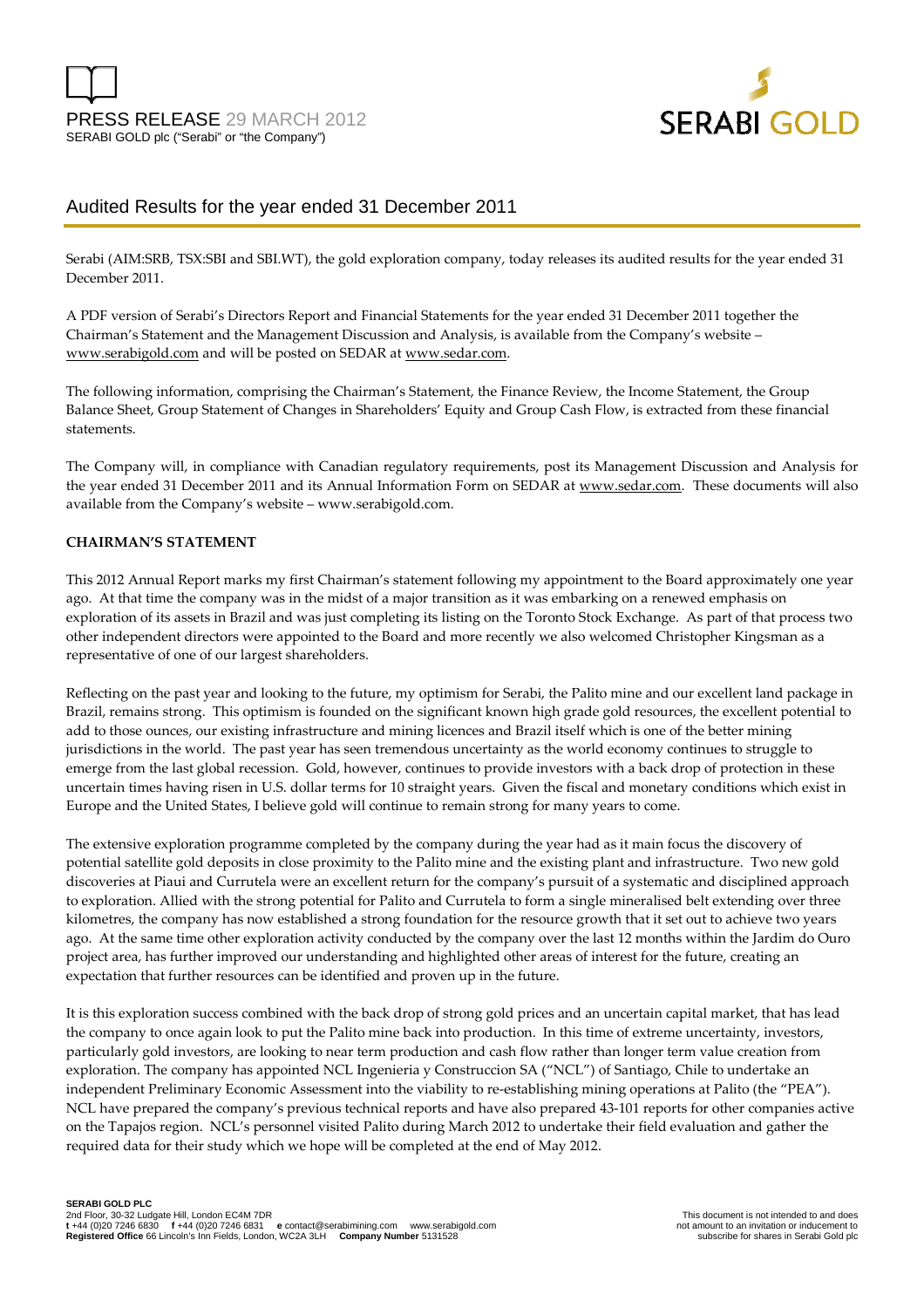PRESS RELEASE 29 MARCH 2012

SERABI GOLD plc ("Serabi" or "the Company")

# Audited Results for the year ended 31 December 2011

Serabi (AIM:SRB, TSX:SBI and SBI.WT), the gold exploration company, today releases its audited results for the year ended 31 December 2011.

A PDF version of Serabi's Directors Report and Financial Statements for the year ended 31 December 2011 together the Chairman's Statement and the Management Discussion and Analysis, is available from the Company's website – www.serabigold.com and will be posted on SEDAR at www.sedar.com.

The following information, comprising the Chairman's Statement, the Finance Review, the Income Statement, the Group Balance Sheet, Group Statement of Changes in Shareholders' Equity and Group Cash Flow, is extracted from these financial statements.

The Company will, in compliance with Canadian regulatory requirements, post its Management Discussion and Analysis for the year ended 31 December 2011 and its Annual Information Form on SEDAR at www.sedar.com. These documents will also available from the Company's website – www.serabigold.com.

**CHAIRMAN'S STATEMENT**

This 2012 Annual Report marks my first Chairman's statement following my appointment to the Board approximately one year ago. At that time the company was in the midst of a major transition as it was embarking on a renewed emphasis on exploration of its assets in Brazil and was just completing its listing on the Toronto Stock Exchange. As part of that process two other independent directors were appointed to the Board and more recently we also welcomed Christopher Kingsman as a representative of one of our largest shareholders.

Reflecting on the past year and looking to the future, my optimism for Serabi, the Palito mine and our excellent land package in Brazil, remains strong. This optimism is founded on the significant known high grade gold resources, the excellent potential to add to those ounces, our existing infrastructure and mining licences and Brazil itself which is one of the better mining jurisdictions in the world. The past year has seen tremendous uncertainty as the world economy continues to struggle to emerge from the last global recession. Gold, however, continues to provide investors with a back drop of protection in these uncertain times having risen in U.S. dollar terms for 10 straight years. Given the fiscal and monetary conditions which exist in Europe and the United States, I believe gold will continue to remain strong for many years to come.

The extensive exploration programme completed by the company during the year had as it main focus the discovery of potential satellite gold deposits in close proximity to the Palito mine and the existing plant and infrastructure. Two new gold discoveries at Piaui and Currutela were an excellent return for the company's pursuit of a systematic and disciplined approach to exploration. Allied with the strong potential for Palito and Currutela to form a single mineralised belt extending over three kilometres, the company has now established a strong foundation for the resource growth that it set out to achieve two years ago. At the same time other exploration activity conducted by the company over the last 12 months within the Jardim do Ouro project area, has further improved our understanding and highlighted other areas of interest for the future, creating an expectation that further resources can be identified and proven up in the future.

It is this exploration success combined with the back drop of strong gold prices and an uncertain capital market, that has lead the company to once again look to put the Palito mine back into production. In this time of extreme uncertainty, investors, particularly gold investors, are looking to near term production and cash flow rather than longer term value creation from exploration. The company has appointed NCL Ingenieria y Construccion SA ("NCL") of Santiago, Chile to undertake an independent Preliminary Economic Assessment into the viability to re-establishing mining operations at Palito (the "PEA"). NCL have prepared the company's previous technical reports and have also prepared 43-101 reports for other companies active on the Tapajos region. NCL's personnel visited Palito during March 2012 to undertake their field evaluation and gather the required data for their study which we hope will be completed at the end of May 2012.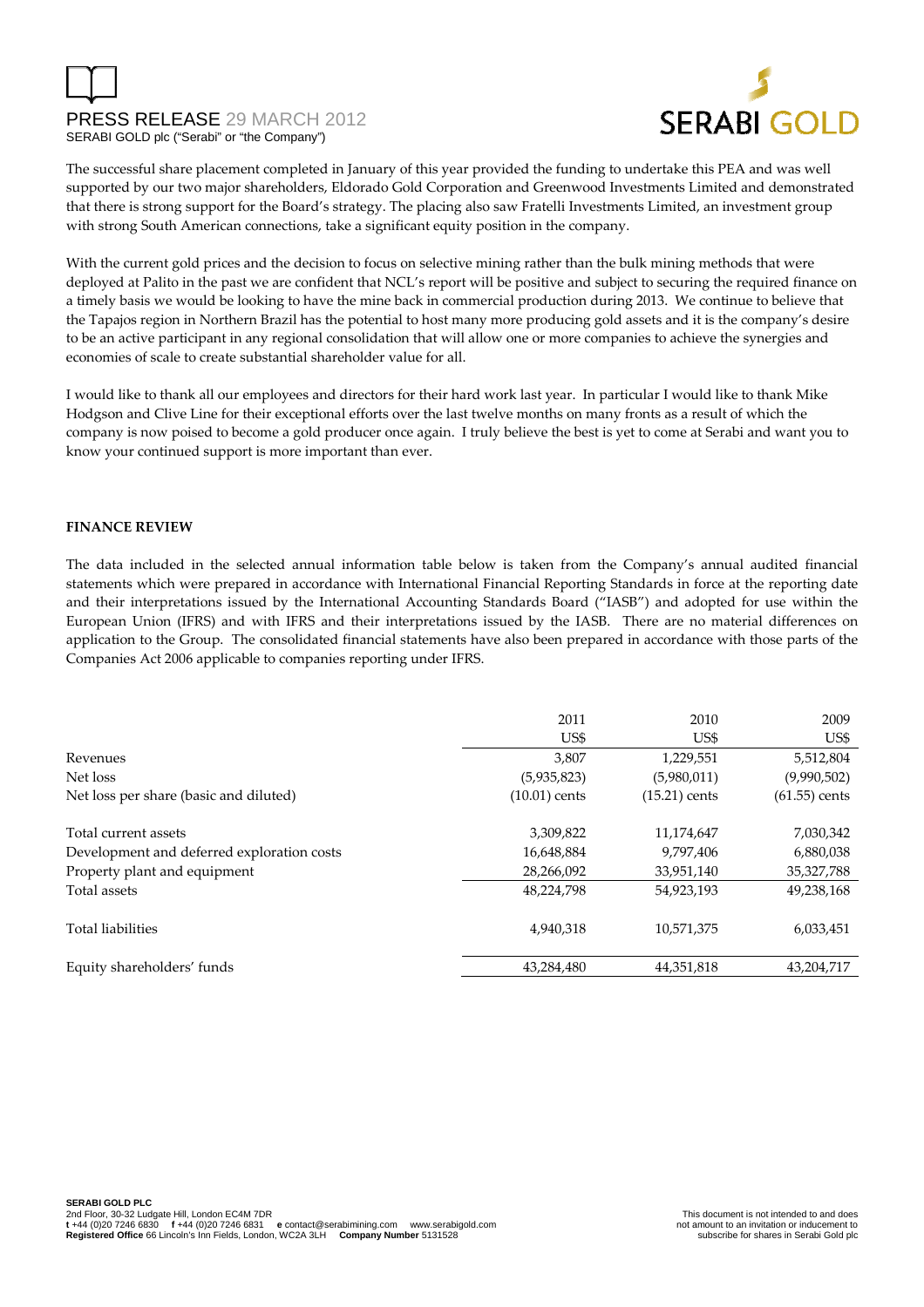The successful share placement completed in January of this year provided the funding to undertake this PEA and was well supported by our two major shareholders, Eldorado Gold Corporation and Greenwood Investments Limited and demonstrated that there is strong support for the Board's strategy. The placing also saw Fratelli Investments Limited, an investment group with strong South American connections, take a significant equity position in the company.

With the current gold prices and the decision to focus on selective mining rather than the bulk mining methods that were deployed at Palito in the past we are confident that NCL's report will be positive and subject to securing the required finance on a timely basis we would be looking to have the mine back in commercial production during 2013. We continue to believe that the Tapajos region in Northern Brazil has the potential to host many more producing gold assets and it is the company's desire to be an active participant in any regional consolidation that will allow one or more companies to achieve the synergies and economies of scale to create substantial shareholder value for all.

I would like to thank all our employees and directors for their hard work last year. In particular I would like to thank Mike Hodgson and Clive Line for their exceptional efforts over the last twelve months on many fronts as a result of which the company is now poised to become a gold producer once again. I truly believe the best is yet to come at Serabi and want you to know your continued support is more important than ever.

**FINANCE REVIEW**

The data included in the selected annual information table below is taken from the Company's annual audited financial statements which were prepared in accordance with International Financial Reporting Standards in force at the reporting date and their interpretations issued by the International Accounting Standards Board ("IASB") and adopted for use within the European Union (IFRS) and with IFRS and their interpretations issued by the IASB. There are no material differences on application to the Group. The consolidated financial statements have also been prepared in accordance with those parts of the Companies Act 2006 applicable to companies reporting under IFRS.

| | 2011 | 2010 | 2009 |
|---|---|---|---|
| | US$ | US$ | US$ |
| Revenues | 3,807 | 1,229,551 | 5,512,804 |
| Net loss | (5,935,823) | (5,980,011) | (9,990,502) |
| Net loss per share (basic and diluted) | (10.01) cents | (15.21) cents | (61.55) cents |
| Total current assets | 3,309,822 | 11,174,647 | 7,030,342 |
| Development and deferred exploration costs | 16,648,884 | 9,797,406 | 6,880,038 |
| Property plant and equipment | 28,266,092 | 33,951,140 | 35,327,788 |
| Total assets | 48,224,798 | 54,923,193 | 49,238,168 |
| Total liabilities | 4,940,318 | 10,571,375 | 6,033,451 |
| Equity shareholders' funds | 43,284,480 | 44,351,818 | 43,204,717 |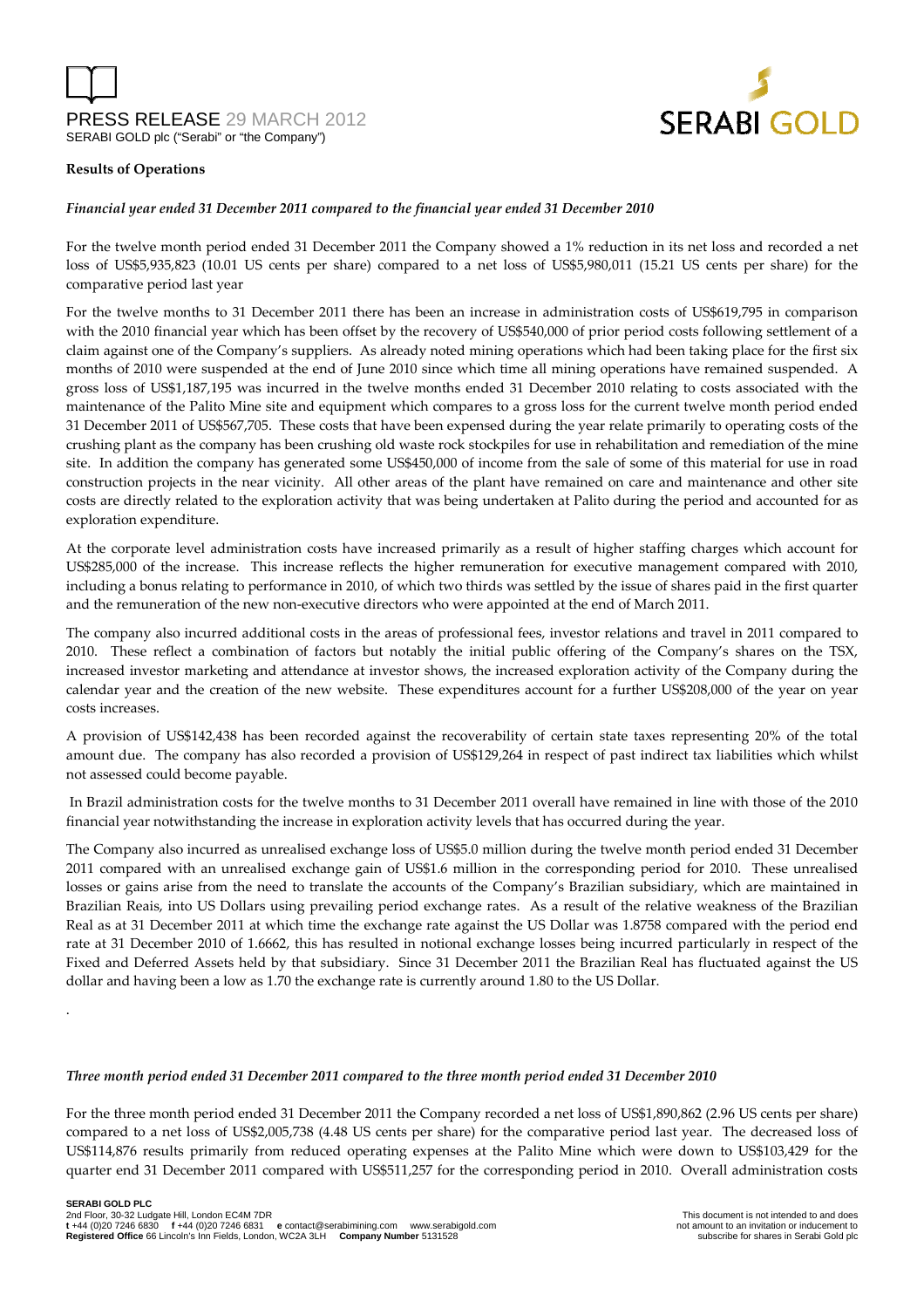**Results of Operations**

*Financial year ended 31 December 2011 compared to the financial year ended 31 December 2010*

For the twelve month period ended 31 December 2011 the Company showed a 1% reduction in its net loss and recorded a net loss of US$5,935,823 (10.01 US cents per share) compared to a net loss of US$5,980,011 (15.21 US cents per share) for the comparative period last year

For the twelve months to 31 December 2011 there has been an increase in administration costs of US$619,795 in comparison with the 2010 financial year which has been offset by the recovery of US$540,000 of prior period costs following settlement of a claim against one of the Company's suppliers. As already noted mining operations which had been taking place for the first six months of 2010 were suspended at the end of June 2010 since which time all mining operations have remained suspended. A gross loss of US$1,187,195 was incurred in the twelve months ended 31 December 2010 relating to costs associated with the maintenance of the Palito Mine site and equipment which compares to a gross loss for the current twelve month period ended 31 December 2011 of US$567,705. These costs that have been expensed during the year relate primarily to operating costs of the crushing plant as the company has been crushing old waste rock stockpiles for use in rehabilitation and remediation of the mine site. In addition the company has generated some US$450,000 of income from the sale of some of this material for use in road construction projects in the near vicinity. All other areas of the plant have remained on care and maintenance and other site costs are directly related to the exploration activity that was being undertaken at Palito during the period and accounted for as exploration expenditure.

At the corporate level administration costs have increased primarily as a result of higher staffing charges which account for US$285,000 of the increase. This increase reflects the higher remuneration for executive management compared with 2010, including a bonus relating to performance in 2010, of which two thirds was settled by the issue of shares paid in the first quarter and the remuneration of the new non-executive directors who were appointed at the end of March 2011.

The company also incurred additional costs in the areas of professional fees, investor relations and travel in 2011 compared to 2010. These reflect a combination of factors but notably the initial public offering of the Company's shares on the TSX, increased investor marketing and attendance at investor shows, the increased exploration activity of the Company during the calendar year and the creation of the new website. These expenditures account for a further US$208,000 of the year on year costs increases.

A provision of US$142,438 has been recorded against the recoverability of certain state taxes representing 20% of the total amount due. The company has also recorded a provision of US$129,264 in respect of past indirect tax liabilities which whilst not assessed could become payable.

In Brazil administration costs for the twelve months to 31 December 2011 overall have remained in line with those of the 2010 financial year notwithstanding the increase in exploration activity levels that has occurred during the year.

The Company also incurred as unrealised exchange loss of US$5.0 million during the twelve month period ended 31 December 2011 compared with an unrealised exchange gain of US$1.6 million in the corresponding period for 2010. These unrealised losses or gains arise from the need to translate the accounts of the Company's Brazilian subsidiary, which are maintained in Brazilian Reais, into US Dollars using prevailing period exchange rates. As a result of the relative weakness of the Brazilian Real as at 31 December 2011 at which time the exchange rate against the US Dollar was 1.8758 compared with the period end rate at 31 December 2010 of 1.6662, this has resulted in notional exchange losses being incurred particularly in respect of the Fixed and Deferred Assets held by that subsidiary. Since 31 December 2011 the Brazilian Real has fluctuated against the US dollar and having been a low as 1.70 the exchange rate is currently around 1.80 to the US Dollar.

*Three month period ended 31 December 2011 compared to the three month period ended 31 December 2010*

For the three month period ended 31 December 2011 the Company recorded a net loss of US$1,890,862 (2.96 US cents per share) compared to a net loss of US$2,005,738 (4.48 US cents per share) for the comparative period last year. The decreased loss of US$114,876 results primarily from reduced operating expenses at the Palito Mine which were down to US$103,429 for the quarter end 31 December 2011 compared with US$511,257 for the corresponding period in 2010. Overall administration costs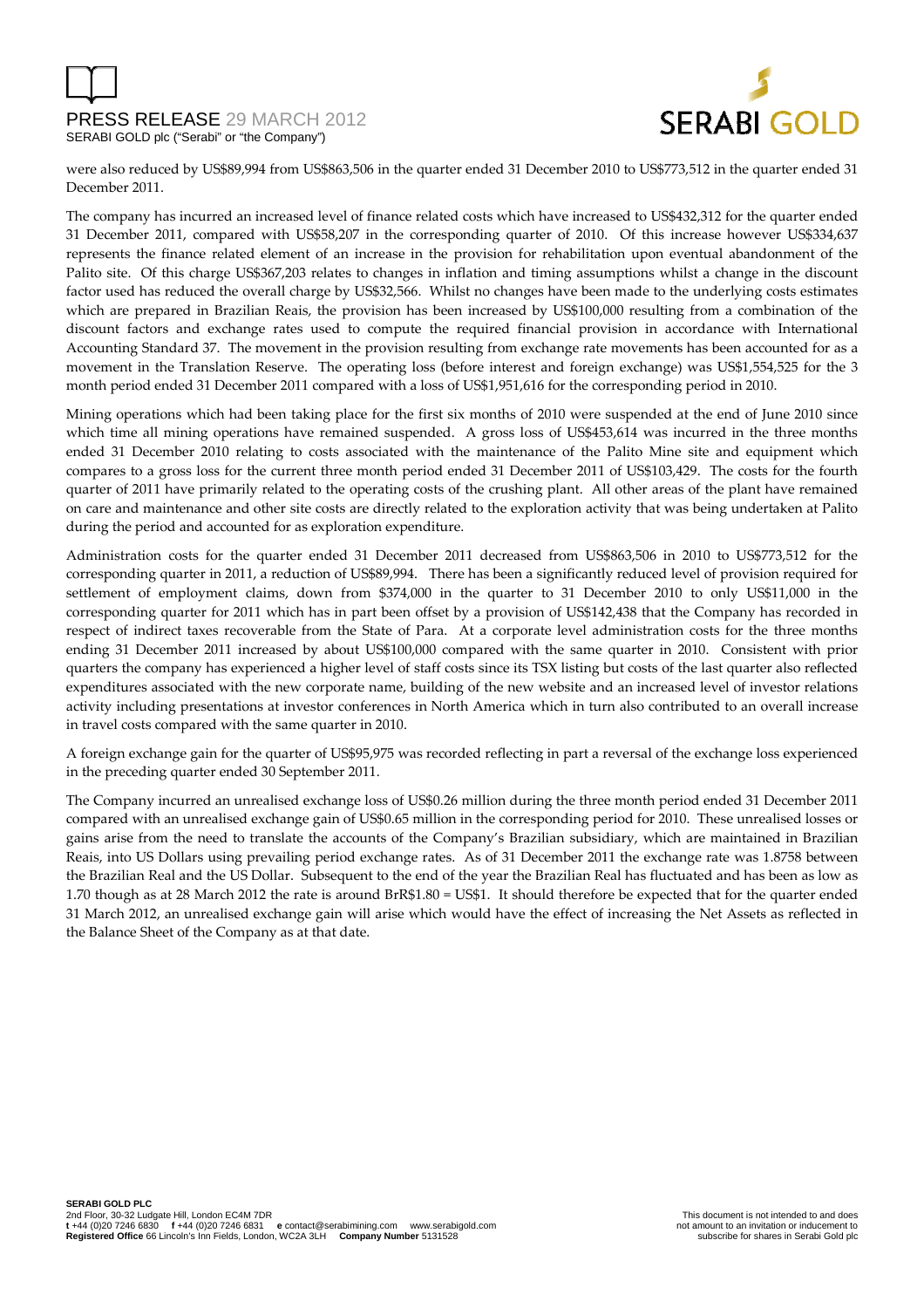were also reduced by US$89,994 from US$863,506 in the quarter ended 31 December 2010 to US$773,512 in the quarter ended 31 December 2011.

The company has incurred an increased level of finance related costs which have increased to US$432,312 for the quarter ended 31 December 2011, compared with US$58,207 in the corresponding quarter of 2010. Of this increase however US$334,637 represents the finance related element of an increase in the provision for rehabilitation upon eventual abandonment of the Palito site. Of this charge US$367,203 relates to changes in inflation and timing assumptions whilst a change in the discount factor used has reduced the overall charge by US$32,566. Whilst no changes have been made to the underlying costs estimates which are prepared in Brazilian Reais, the provision has been increased by US$100,000 resulting from a combination of the discount factors and exchange rates used to compute the required financial provision in accordance with International Accounting Standard 37. The movement in the provision resulting from exchange rate movements has been accounted for as a movement in the Translation Reserve. The operating loss (before interest and foreign exchange) was US$1,554,525 for the 3 month period ended 31 December 2011 compared with a loss of US$1,951,616 for the corresponding period in 2010.

Mining operations which had been taking place for the first six months of 2010 were suspended at the end of June 2010 since which time all mining operations have remained suspended. A gross loss of US$453,614 was incurred in the three months ended 31 December 2010 relating to costs associated with the maintenance of the Palito Mine site and equipment which compares to a gross loss for the current three month period ended 31 December 2011 of US$103,429. The costs for the fourth quarter of 2011 have primarily related to the operating costs of the crushing plant. All other areas of the plant have remained on care and maintenance and other site costs are directly related to the exploration activity that was being undertaken at Palito during the period and accounted for as exploration expenditure.

Administration costs for the quarter ended 31 December 2011 decreased from US$863,506 in 2010 to US$773,512 for the corresponding quarter in 2011, a reduction of US$89,994. There has been a significantly reduced level of provision required for settlement of employment claims, down from $374,000 in the quarter to 31 December 2010 to only US$11,000 in the corresponding quarter for 2011 which has in part been offset by a provision of US$142,438 that the Company has recorded in respect of indirect taxes recoverable from the State of Para. At a corporate level administration costs for the three months ending 31 December 2011 increased by about US$100,000 compared with the same quarter in 2010. Consistent with prior quarters the company has experienced a higher level of staff costs since its TSX listing but costs of the last quarter also reflected expenditures associated with the new corporate name, building of the new website and an increased level of investor relations activity including presentations at investor conferences in North America which in turn also contributed to an overall increase in travel costs compared with the same quarter in 2010.

A foreign exchange gain for the quarter of US$95,975 was recorded reflecting in part a reversal of the exchange loss experienced in the preceding quarter ended 30 September 2011.

The Company incurred an unrealised exchange loss of US$0.26 million during the three month period ended 31 December 2011 compared with an unrealised exchange gain of US$0.65 million in the corresponding period for 2010. These unrealised losses or gains arise from the need to translate the accounts of the Company's Brazilian subsidiary, which are maintained in Brazilian Reais, into US Dollars using prevailing period exchange rates. As of 31 December 2011 the exchange rate was 1.8758 between the Brazilian Real and the US Dollar. Subsequent to the end of the year the Brazilian Real has fluctuated and has been as low as 1.70 though as at 28 March 2012 the rate is around BrR$1.80 = US$1. It should therefore be expected that for the quarter ended 31 March 2012, an unrealised exchange gain will arise which would have the effect of increasing the Net Assets as reflected in the Balance Sheet of the Company as at that date.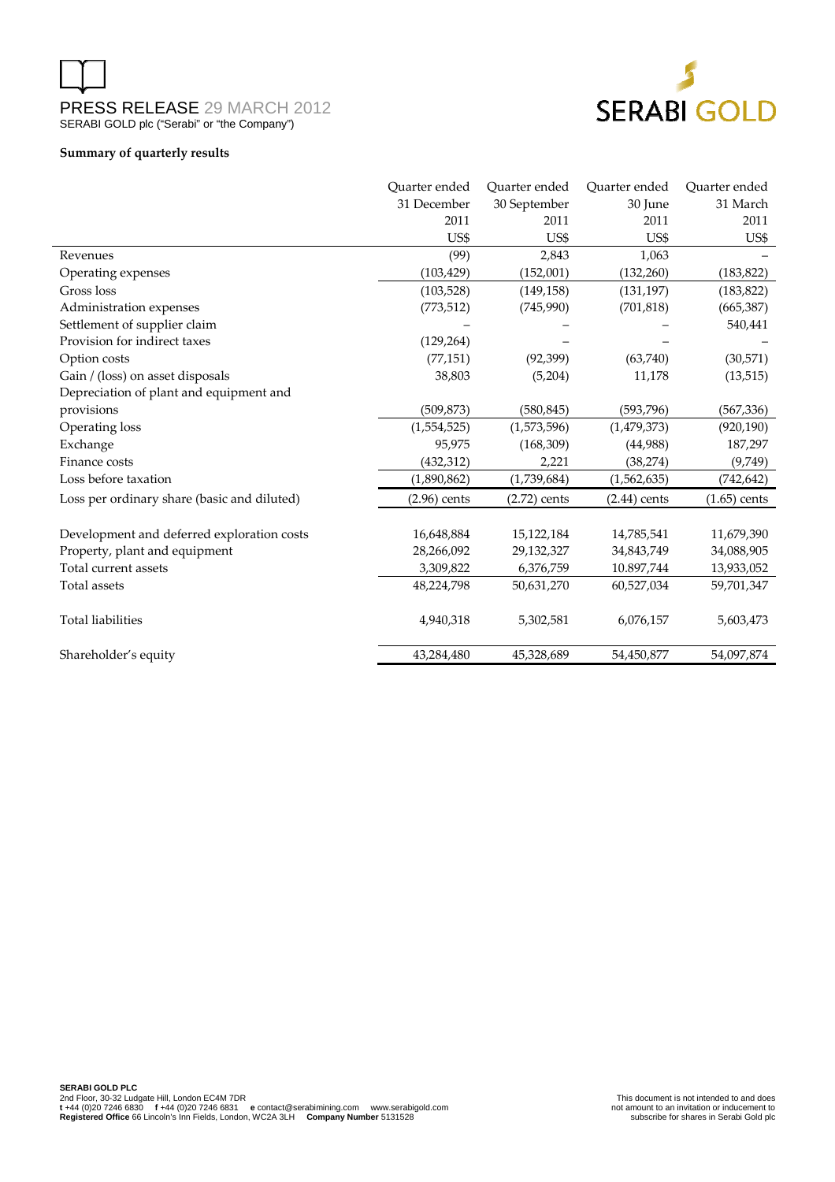PRESS RELEASE 29 MARCH 2012
SERABI GOLD plc ("Serabi" or "the Company")

**Summary of quarterly results**

| | Quarter ended 31 December 2011 US$ | Quarter ended 30 September 2011 US$ | Quarter ended 30 June 2011 US$ | Quarter ended 31 March 2011 US$ |
|---|---|---|---|---|
| Revenues | (99) | 2,843 | 1,063 | – |
| Operating expenses | (103,429) | (152,001) | (132,260) | (183,822) |
| Gross loss | (103,528) | (149,158) | (131,197) | (183,822) |
| Administration expenses | (773,512) | (745,990) | (701,818) | (665,387) |
| Settlement of supplier claim | – | – | – | 540,441 |
| Provision for indirect taxes | (129,264) | – | – | – |
| Option costs | (77,151) | (92,399) | (63,740) | (30,571) |
| Gain / (loss) on asset disposals | 38,803 | (5,204) | 11,178 | (13,515) |
| Depreciation of plant and equipment and provisions | (509,873) | (580,845) | (593,796) | (567,336) |
| Operating loss | (1,554,525) | (1,573,596) | (1,479,373) | (920,190) |
| Exchange | 95,975 | (168,309) | (44,988) | 187,297 |
| Finance costs | (432,312) | 2,221 | (38,274) | (9,749) |
| Loss before taxation | (1,890,862) | (1,739,684) | (1,562,635) | (742,642) |
| Loss per ordinary share (basic and diluted) | (2.96) cents | (2.72) cents | (2.44) cents | (1.65) cents |
| | | | | |
| Development and deferred exploration costs | 16,648,884 | 15,122,184 | 14,785,541 | 11,679,390 |
| Property, plant and equipment | 28,266,092 | 29,132,327 | 34,843,749 | 34,088,905 |
| Total current assets | 3,309,822 | 6,376,759 | 10.897,744 | 13,933,052 |
| Total assets | 48,224,798 | 50,631,270 | 60,527,034 | 59,701,347 |
| | | | | |
| Total liabilities | 4,940,318 | 5,302,581 | 6,076,157 | 5,603,473 |
| | | | | |
| Shareholder's equity | 43,284,480 | 45,328,689 | 54,450,877 | 54,097,874 |

**SERABI GOLD PLC**
2nd Floor, 30-32 Ludgate Hill, London EC4M 7DR
**t** +44 (0)20 7246 6830 **f** +44 (0)20 7246 6831 **e** contact@serabimining.com www.serabigold.com
**Registered Office** 66 Lincoln's Inn Fields, London, WC2A 3LH **Company Number** 5131528

This document is not intended to and does not amount to an invitation or inducement to subscribe for shares in Serabi Gold plc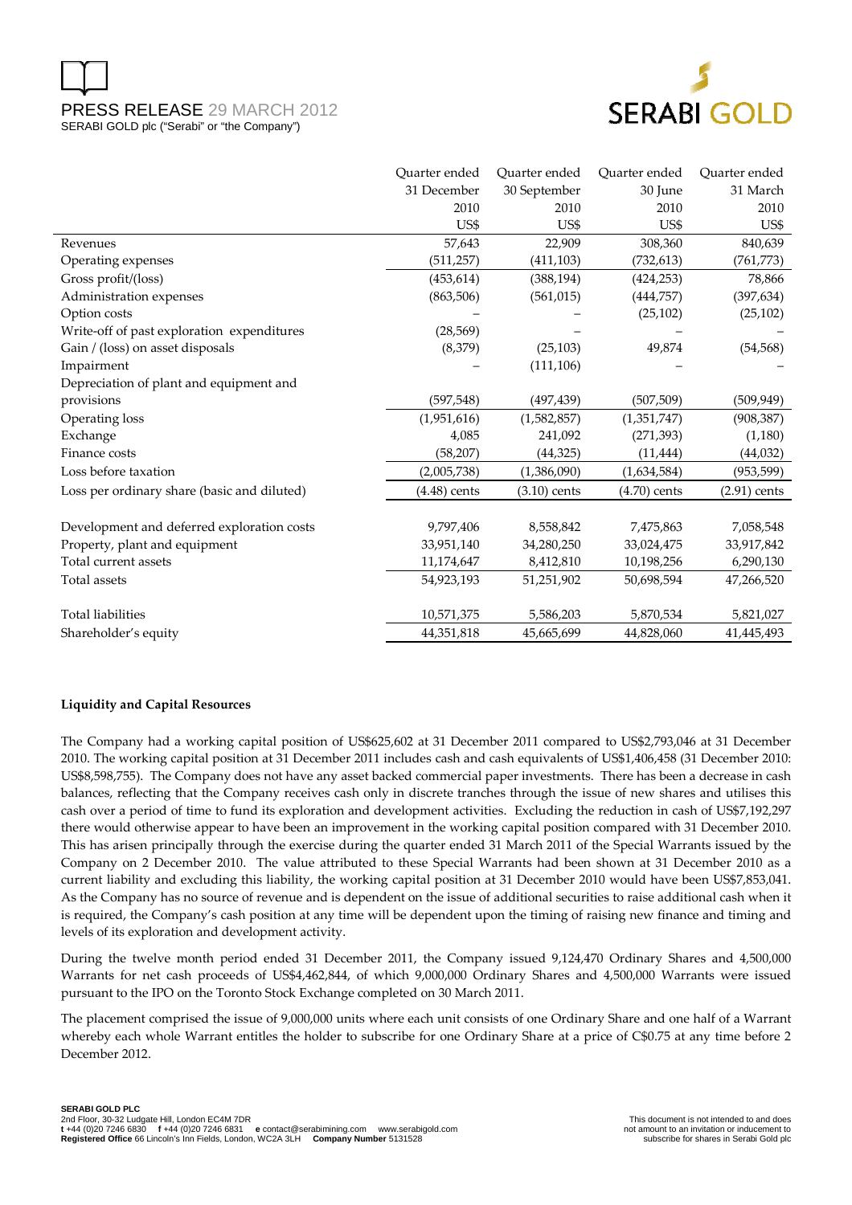| | Quarter ended 31 December 2010 US$ | Quarter ended 30 September 2010 US$ | Quarter ended 30 June 2010 US$ | Quarter ended 31 March 2010 US$ |
|---|---|---|---|---|
| Revenues | 57,643 | 22,909 | 308,360 | 840,639 |
| Operating expenses | (511,257) | (411,103) | (732,613) | (761,773) |
| Gross profit/(loss) | (453,614) | (388,194) | (424,253) | 78,866 |
| Administration expenses | (863,506) | (561,015) | (444,757) | (397,634) |
| Option costs | – | – | (25,102) | (25,102) |
| Write-off of past exploration expenditures | (28,569) | – | – | – |
| Gain / (loss) on asset disposals | (8,379) | (25,103) | 49,874 | (54,568) |
| Impairment | – | (111,106) | – | – |
| Depreciation of plant and equipment and provisions | (597,548) | (497,439) | (507,509) | (509,949) |
| Operating loss | (1,951,616) | (1,582,857) | (1,351,747) | (908,387) |
| Exchange | 4,085 | 241,092 | (271,393) | (1,180) |
| Finance costs | (58,207) | (44,325) | (11,444) | (44,032) |
| Loss before taxation | (2,005,738) | (1,386,090) | (1,634,584) | (953,599) |
| Loss per ordinary share (basic and diluted) | (4.48) cents | (3.10) cents | (4.70) cents | (2.91) cents |
| | | | | |
| Development and deferred exploration costs | 9,797,406 | 8,558,842 | 7,475,863 | 7,058,548 |
| Property, plant and equipment | 33,951,140 | 34,280,250 | 33,024,475 | 33,917,842 |
| Total current assets | 11,174,647 | 8,412,810 | 10,198,256 | 6,290,130 |
| Total assets | 54,923,193 | 51,251,902 | 50,698,594 | 47,266,520 |
| | | | | |
| Total liabilities | 10,571,375 | 5,586,203 | 5,870,534 | 5,821,027 |
| Shareholder's equity | 44,351,818 | 45,665,699 | 44,828,060 | 41,445,493 |

**Liquidity and Capital Resources**

The Company had a working capital position of US$625,602 at 31 December 2011 compared to US$2,793,046 at 31 December 2010. The working capital position at 31 December 2011 includes cash and cash equivalents of US$1,406,458 (31 December 2010: US$8,598,755). The Company does not have any asset backed commercial paper investments. There has been a decrease in cash balances, reflecting that the Company receives cash only in discrete tranches through the issue of new shares and utilises this cash over a period of time to fund its exploration and development activities. Excluding the reduction in cash of US$7,192,297 there would otherwise appear to have been an improvement in the working capital position compared with 31 December 2010. This has arisen principally through the exercise during the quarter ended 31 March 2011 of the Special Warrants issued by the Company on 2 December 2010. The value attributed to these Special Warrants had been shown at 31 December 2010 as a current liability and excluding this liability, the working capital position at 31 December 2010 would have been US$7,853,041. As the Company has no source of revenue and is dependent on the issue of additional securities to raise additional cash when it is required, the Company's cash position at any time will be dependent upon the timing of raising new finance and timing and levels of its exploration and development activity.

During the twelve month period ended 31 December 2011, the Company issued 9,124,470 Ordinary Shares and 4,500,000 Warrants for net cash proceeds of US$4,462,844, of which 9,000,000 Ordinary Shares and 4,500,000 Warrants were issued pursuant to the IPO on the Toronto Stock Exchange completed on 30 March 2011.

The placement comprised the issue of 9,000,000 units where each unit consists of one Ordinary Share and one half of a Warrant whereby each whole Warrant entitles the holder to subscribe for one Ordinary Share at a price of C$0.75 at any time before 2 December 2012.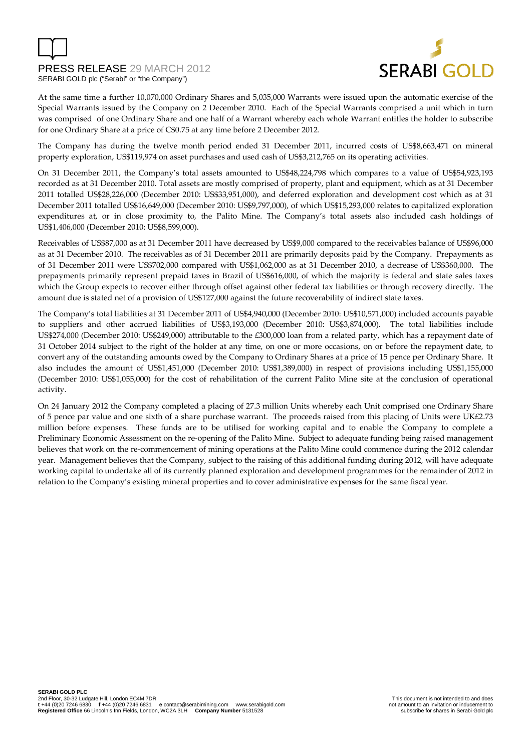At the same time a further 10,070,000 Ordinary Shares and 5,035,000 Warrants were issued upon the automatic exercise of the Special Warrants issued by the Company on 2 December 2010. Each of the Special Warrants comprised a unit which in turn was comprised of one Ordinary Share and one half of a Warrant whereby each whole Warrant entitles the holder to subscribe for one Ordinary Share at a price of C$0.75 at any time before 2 December 2012.

The Company has during the twelve month period ended 31 December 2011, incurred costs of US$8,663,471 on mineral property exploration, US$119,974 on asset purchases and used cash of US$3,212,765 on its operating activities.

On 31 December 2011, the Company's total assets amounted to US$48,224,798 which compares to a value of US$54,923,193 recorded as at 31 December 2010. Total assets are mostly comprised of property, plant and equipment, which as at 31 December 2011 totalled US$28,226,000 (December 2010: US$33,951,000), and deferred exploration and development cost which as at 31 December 2011 totalled US$16,649,000 (December 2010: US$9,797,000), of which US$15,293,000 relates to capitalized exploration expenditures at, or in close proximity to, the Palito Mine. The Company's total assets also included cash holdings of US$1,406,000 (December 2010: US$8,599,000).

Receivables of US$87,000 as at 31 December 2011 have decreased by US$9,000 compared to the receivables balance of US$96,000 as at 31 December 2010. The receivables as of 31 December 2011 are primarily deposits paid by the Company. Prepayments as of 31 December 2011 were US$702,000 compared with US$1,062,000 as at 31 December 2010, a decrease of US$360,000. The prepayments primarily represent prepaid taxes in Brazil of US$616,000, of which the majority is federal and state sales taxes which the Group expects to recover either through offset against other federal tax liabilities or through recovery directly. The amount due is stated net of a provision of US$127,000 against the future recoverability of indirect state taxes.

The Company's total liabilities at 31 December 2011 of US$4,940,000 (December 2010: US$10,571,000) included accounts payable to suppliers and other accrued liabilities of US$3,193,000 (December 2010: US$3,874,000). The total liabilities include US$274,000 (December 2010: US$249,000) attributable to the £300,000 loan from a related party, which has a repayment date of 31 October 2014 subject to the right of the holder at any time, on one or more occasions, on or before the repayment date, to convert any of the outstanding amounts owed by the Company to Ordinary Shares at a price of 15 pence per Ordinary Share. It also includes the amount of US$1,451,000 (December 2010: US$1,389,000) in respect of provisions including US$1,155,000 (December 2010: US$1,055,000) for the cost of rehabilitation of the current Palito Mine site at the conclusion of operational activity.

On 24 January 2012 the Company completed a placing of 27.3 million Units whereby each Unit comprised one Ordinary Share of 5 pence par value and one sixth of a share purchase warrant. The proceeds raised from this placing of Units were UK£2.73 million before expenses. These funds are to be utilised for working capital and to enable the Company to complete a Preliminary Economic Assessment on the re-opening of the Palito Mine. Subject to adequate funding being raised management believes that work on the re-commencement of mining operations at the Palito Mine could commence during the 2012 calendar year. Management believes that the Company, subject to the raising of this additional funding during 2012, will have adequate working capital to undertake all of its currently planned exploration and development programmes for the remainder of 2012 in relation to the Company's existing mineral properties and to cover administrative expenses for the same fiscal year.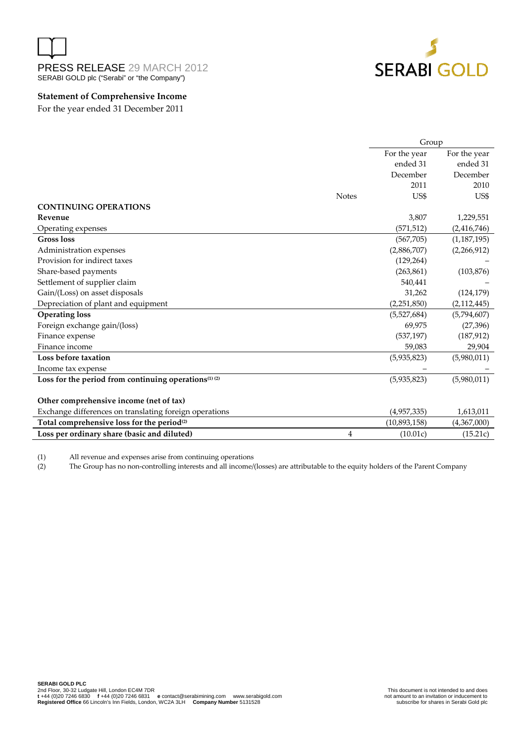PRESS RELEASE 29 MARCH 2012

SERABI GOLD plc ("Serabi" or "the Company")

**Statement of Comprehensive Income**

For the year ended 31 December 2011

| | Notes | Group | |
|---|---|---|---|
| | | For the year ended 31 December 2011 | For the year ended 31 December 2010 |
| | | US$ | US$ |
| **CONTINUING OPERATIONS** | | | |
| **Revenue** | | 3,807 | 1,229,551 |
| Operating expenses | | (571,512) | (2,416,746) |
| **Gross loss** | | (567,705) | (1,187,195) |
| Administration expenses | | (2,886,707) | (2,266,912) |
| Provision for indirect taxes | | (129,264) | – |
| Share-based payments | | (263,861) | (103,876) |
| Settlement of supplier claim | | 540,441 | – |
| Gain/(Loss) on asset disposals | | 31,262 | (124,179) |
| Depreciation of plant and equipment | | (2,251,850) | (2,112,445) |
| **Operating loss** | | (5,527,684) | (5,794,607) |
| Foreign exchange gain/(loss) | | 69,975 | (27,396) |
| Finance expense | | (537,197) | (187,912) |
| Finance income | | 59,083 | 29,904 |
| **Loss before taxation** | | (5,935,823) | (5,980,011) |
| Income tax expense | | – | – |
| **Loss for the period from continuing operations(1) (2)** | | (5,935,823) | (5,980,011) |
| | | | |
| **Other comprehensive income (net of tax)** | | | |
| Exchange differences on translating foreign operations | | (4,957,335) | 1,613,011 |
| **Total comprehensive loss for the period(2)** | | (10,893,158) | (4,367,000) |
| **Loss per ordinary share (basic and diluted)** | 4 | (10.01c) | (15.21c) |

(1) All revenue and expenses arise from continuing operations

(2) The Group has no non-controlling interests and all income/(losses) are attributable to the equity holders of the Parent Company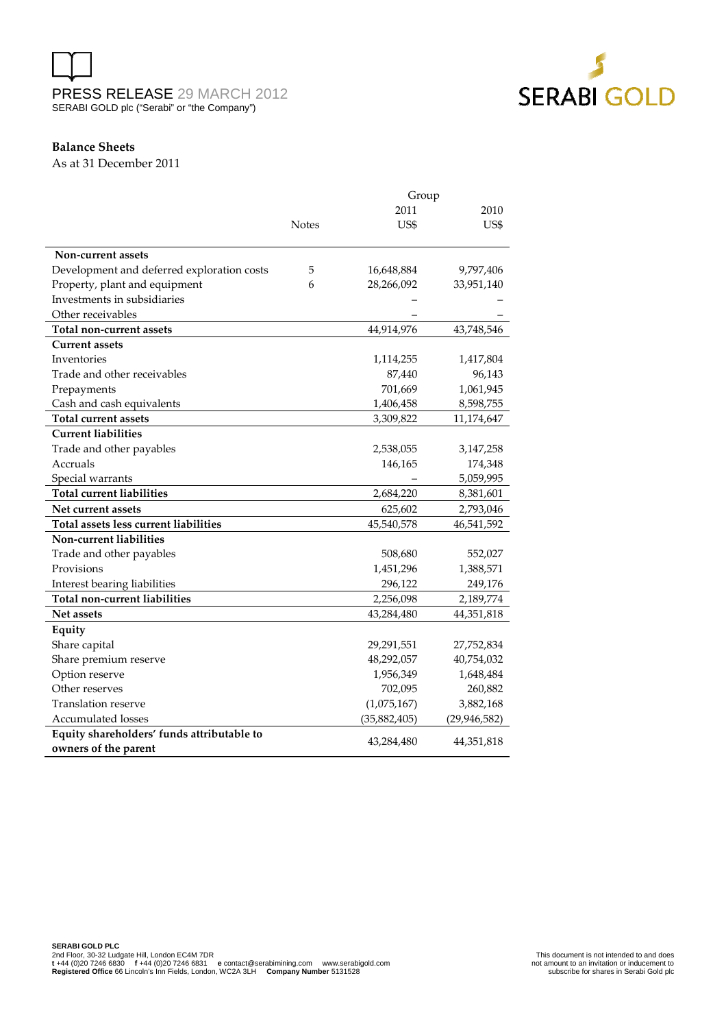PRESS RELEASE 29 MARCH 2012
SERABI GOLD plc ("Serabi" or "the Company")

**Balance Sheets**
As at 31 December 2011

| | Notes | Group 2011 US$ | Group 2010 US$ |
|---|---|---|---|
| **Non-current assets** | | | |
| Development and deferred exploration costs | 5 | 16,648,884 | 9,797,406 |
| Property, plant and equipment | 6 | 28,266,092 | 33,951,140 |
| Investments in subsidiaries | | – | – |
| Other receivables | | – | – |
| **Total non-current assets** | | 44,914,976 | 43,748,546 |
| **Current assets** | | | |
| Inventories | | 1,114,255 | 1,417,804 |
| Trade and other receivables | | 87,440 | 96,143 |
| Prepayments | | 701,669 | 1,061,945 |
| Cash and cash equivalents | | 1,406,458 | 8,598,755 |
| **Total current assets** | | 3,309,822 | 11,174,647 |
| **Current liabilities** | | | |
| Trade and other payables | | 2,538,055 | 3,147,258 |
| Accruals | | 146,165 | 174,348 |
| Special warrants | | – | 5,059,995 |
| **Total current liabilities** | | 2,684,220 | 8,381,601 |
| **Net current assets** | | 625,602 | 2,793,046 |
| **Total assets less current liabilities** | | 45,540,578 | 46,541,592 |
| **Non-current liabilities** | | | |
| Trade and other payables | | 508,680 | 552,027 |
| Provisions | | 1,451,296 | 1,388,571 |
| Interest bearing liabilities | | 296,122 | 249,176 |
| **Total non-current liabilities** | | 2,256,098 | 2,189,774 |
| **Net assets** | | 43,284,480 | 44,351,818 |
| **Equity** | | | |
| Share capital | | 29,291,551 | 27,752,834 |
| Share premium reserve | | 48,292,057 | 40,754,032 |
| Option reserve | | 1,956,349 | 1,648,484 |
| Other reserves | | 702,095 | 260,882 |
| Translation reserve | | (1,075,167) | 3,882,168 |
| Accumulated losses | | (35,882,405) | (29,946,582) |
| **Equity shareholders' funds attributable to owners of the parent** | | 43,284,480 | 44,351,818 |

**SERABI GOLD PLC**
2nd Floor, 30-32 Ludgate Hill, London EC4M 7DR
**t** +44 (0)20 7246 6830 **f** +44 (0)20 7246 6831 **e** contact@serabimining.com www.serabigold.com
**Registered Office** 66 Lincoln's Inn Fields, London, WC2A 3LH **Company Number** 5131528

This document is not intended to and does not amount to an invitation or inducement to subscribe for shares in Serabi Gold plc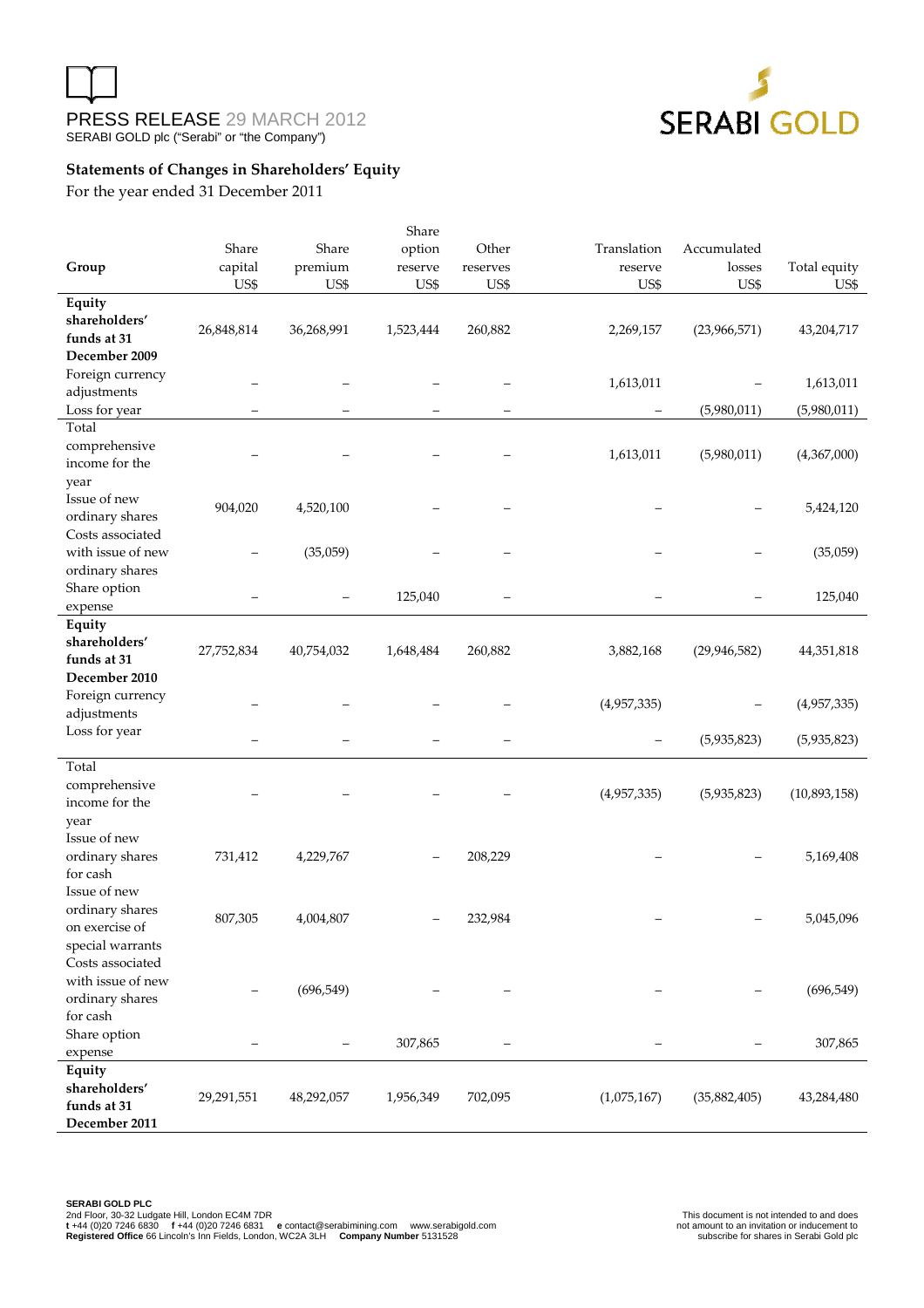PRESS RELEASE 29 MARCH 2012
SERABI GOLD plc ("Serabi" or "the Company")

### Statements of Changes in Shareholders' Equity

For the year ended 31 December 2011

| Group | Share capital US$ | Share premium US$ | Share option reserve US$ | Other reserves US$ | Translation reserve US$ | Accumulated losses US$ | Total equity US$ |
|---|---|---|---|---|---|---|---|
| **Equity shareholders' funds at 31 December 2009** | 26,848,814 | 36,268,991 | 1,523,444 | 260,882 | 2,269,157 | (23,966,571) | 43,204,717 |
| Foreign currency adjustments | – | – | – | – | 1,613,011 | – | 1,613,011 |
| Loss for year | – | – | – | – | – | (5,980,011) | (5,980,011) |
| Total comprehensive income for the year | – | – | – | – | 1,613,011 | (5,980,011) | (4,367,000) |
| Issue of new ordinary shares | 904,020 | 4,520,100 | – | – | – | – | 5,424,120 |
| Costs associated with issue of new ordinary shares | – | (35,059) | – | – | – | – | (35,059) |
| Share option expense | – | – | 125,040 | – | – | – | 125,040 |
| **Equity shareholders' funds at 31 December 2010** | 27,752,834 | 40,754,032 | 1,648,484 | 260,882 | 3,882,168 | (29,946,582) | 44,351,818 |
| Foreign currency adjustments | – | – | – | – | (4,957,335) | – | (4,957,335) |
| Loss for year | – | – | – | – | – | (5,935,823) | (5,935,823) |
| Total comprehensive income for the year | – | – | – | – | (4,957,335) | (5,935,823) | (10,893,158) |
| Issue of new ordinary shares for cash | 731,412 | 4,229,767 | – | 208,229 | – | – | 5,169,408 |
| Issue of new ordinary shares on exercise of special warrants | 807,305 | 4,004,807 | – | 232,984 | – | – | 5,045,096 |
| Costs associated with issue of new ordinary shares for cash | – | (696,549) | – | – | – | – | (696,549) |
| Share option expense | – | – | 307,865 | – | – | – | 307,865 |
| **Equity shareholders' funds at 31 December 2011** | 29,291,551 | 48,292,057 | 1,956,349 | 702,095 | (1,075,167) | (35,882,405) | 43,284,480 |

**SERABI GOLD PLC**
2nd Floor, 30-32 Ludgate Hill, London EC4M 7DR
**t** +44 (0)20 7246 6830 **f** +44 (0)20 7246 6831 **e** contact@serabimining.com www.serabigold.com
**Registered Office** 66 Lincoln's Inn Fields, London, WC2A 3LH **Company Number** 5131528

This document is not intended to and does not amount to an invitation or inducement to subscribe for shares in Serabi Gold plc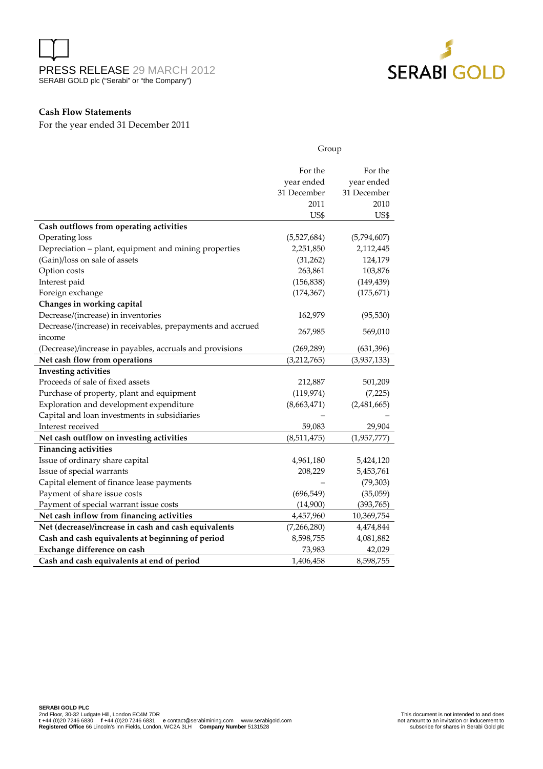PRESS RELEASE 29 MARCH 2012

SERABI GOLD plc ("Serabi" or "the Company")

**Cash Flow Statements**

For the year ended 31 December 2011

| | Group | |
|---|---|---|
| | For the year ended 31 December 2011 US$ | For the year ended 31 December 2010 US$ |
| **Cash outflows from operating activities** | | |
| Operating loss | (5,527,684) | (5,794,607) |
| Depreciation – plant, equipment and mining properties | 2,251,850 | 2,112,445 |
| (Gain)/loss on sale of assets | (31,262) | 124,179 |
| Option costs | 263,861 | 103,876 |
| Interest paid | (156,838) | (149,439) |
| Foreign exchange | (174,367) | (175,671) |
| **Changes in working capital** | | |
| Decrease/(increase) in inventories | 162,979 | (95,530) |
| Decrease/(increase) in receivables, prepayments and accrued income | 267,985 | 569,010 |
| (Decrease)/increase in payables, accruals and provisions | (269,289) | (631,396) |
| **Net cash flow from operations** | (3,212,765) | (3,937,133) |
| **Investing activities** | | |
| Proceeds of sale of fixed assets | 212,887 | 501,209 |
| Purchase of property, plant and equipment | (119,974) | (7,225) |
| Exploration and development expenditure | (8,663,471) | (2,481,665) |
| Capital and loan investments in subsidiaries | – | – |
| Interest received | 59,083 | 29,904 |
| **Net cash outflow on investing activities** | (8,511,475) | (1,957,777) |
| **Financing activities** | | |
| Issue of ordinary share capital | 4,961,180 | 5,424,120 |
| Issue of special warrants | 208,229 | 5,453,761 |
| Capital element of finance lease payments | – | (79,303) |
| Payment of share issue costs | (696,549) | (35,059) |
| Payment of special warrant issue costs | (14,900) | (393,765) |
| **Net cash inflow from financing activities** | 4,457,960 | 10,369,754 |
| **Net (decrease)/increase in cash and cash equivalents** | (7,266,280) | 4,474,844 |
| **Cash and cash equivalents at beginning of period** | 8,598,755 | 4,081,882 |
| **Exchange difference on cash** | 73,983 | 42,029 |
| **Cash and cash equivalents at end of period** | 1,406,458 | 8,598,755 |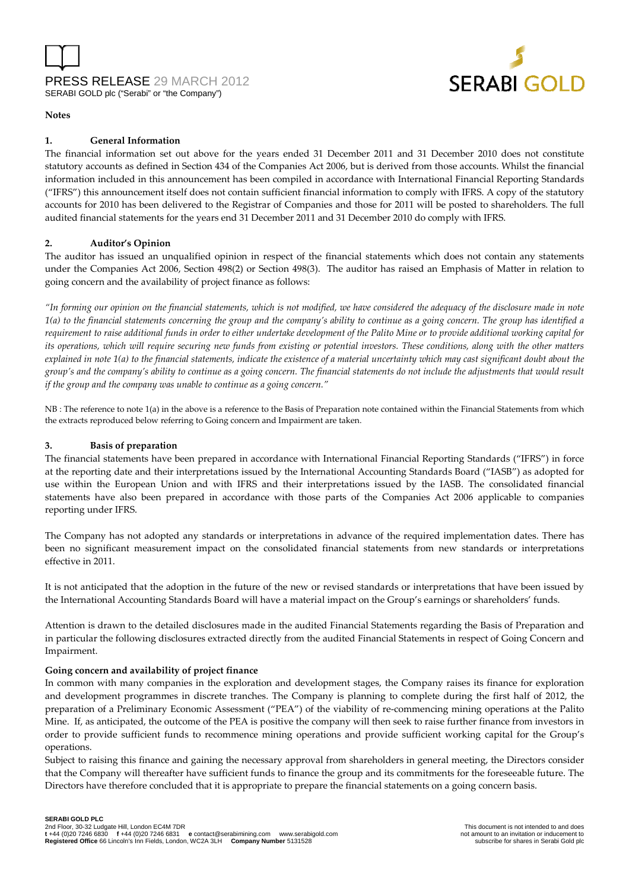**Notes**

**1. General Information**

The financial information set out above for the years ended 31 December 2011 and 31 December 2010 does not constitute statutory accounts as defined in Section 434 of the Companies Act 2006, but is derived from those accounts. Whilst the financial information included in this announcement has been compiled in accordance with International Financial Reporting Standards ("IFRS") this announcement itself does not contain sufficient financial information to comply with IFRS. A copy of the statutory accounts for 2010 has been delivered to the Registrar of Companies and those for 2011 will be posted to shareholders. The full audited financial statements for the years end 31 December 2011 and 31 December 2010 do comply with IFRS.

**2. Auditor's Opinion**

The auditor has issued an unqualified opinion in respect of the financial statements which does not contain any statements under the Companies Act 2006, Section 498(2) or Section 498(3). The auditor has raised an Emphasis of Matter in relation to going concern and the availability of project finance as follows:

*"In forming our opinion on the financial statements, which is not modified, we have considered the adequacy of the disclosure made in note 1(a) to the financial statements concerning the group and the company's ability to continue as a going concern. The group has identified a requirement to raise additional funds in order to either undertake development of the Palito Mine or to provide additional working capital for its operations, which will require securing new funds from existing or potential investors. These conditions, along with the other matters explained in note 1(a) to the financial statements, indicate the existence of a material uncertainty which may cast significant doubt about the group's and the company's ability to continue as a going concern. The financial statements do not include the adjustments that would result if the group and the company was unable to continue as a going concern."*

NB : The reference to note 1(a) in the above is a reference to the Basis of Preparation note contained within the Financial Statements from which the extracts reproduced below referring to Going concern and Impairment are taken.

**3. Basis of preparation**

The financial statements have been prepared in accordance with International Financial Reporting Standards ("IFRS") in force at the reporting date and their interpretations issued by the International Accounting Standards Board ("IASB") as adopted for use within the European Union and with IFRS and their interpretations issued by the IASB. The consolidated financial statements have also been prepared in accordance with those parts of the Companies Act 2006 applicable to companies reporting under IFRS.

The Company has not adopted any standards or interpretations in advance of the required implementation dates. There has been no significant measurement impact on the consolidated financial statements from new standards or interpretations effective in 2011.

It is not anticipated that the adoption in the future of the new or revised standards or interpretations that have been issued by the International Accounting Standards Board will have a material impact on the Group's earnings or shareholders' funds.

Attention is drawn to the detailed disclosures made in the audited Financial Statements regarding the Basis of Preparation and in particular the following disclosures extracted directly from the audited Financial Statements in respect of Going Concern and Impairment.

**Going concern and availability of project finance**

In common with many companies in the exploration and development stages, the Company raises its finance for exploration and development programmes in discrete tranches. The Company is planning to complete during the first half of 2012, the preparation of a Preliminary Economic Assessment ("PEA") of the viability of re-commencing mining operations at the Palito Mine. If, as anticipated, the outcome of the PEA is positive the company will then seek to raise further finance from investors in order to provide sufficient funds to recommence mining operations and provide sufficient working capital for the Group's operations.

Subject to raising this finance and gaining the necessary approval from shareholders in general meeting, the Directors consider that the Company will thereafter have sufficient funds to finance the group and its commitments for the foreseeable future. The Directors have therefore concluded that it is appropriate to prepare the financial statements on a going concern basis.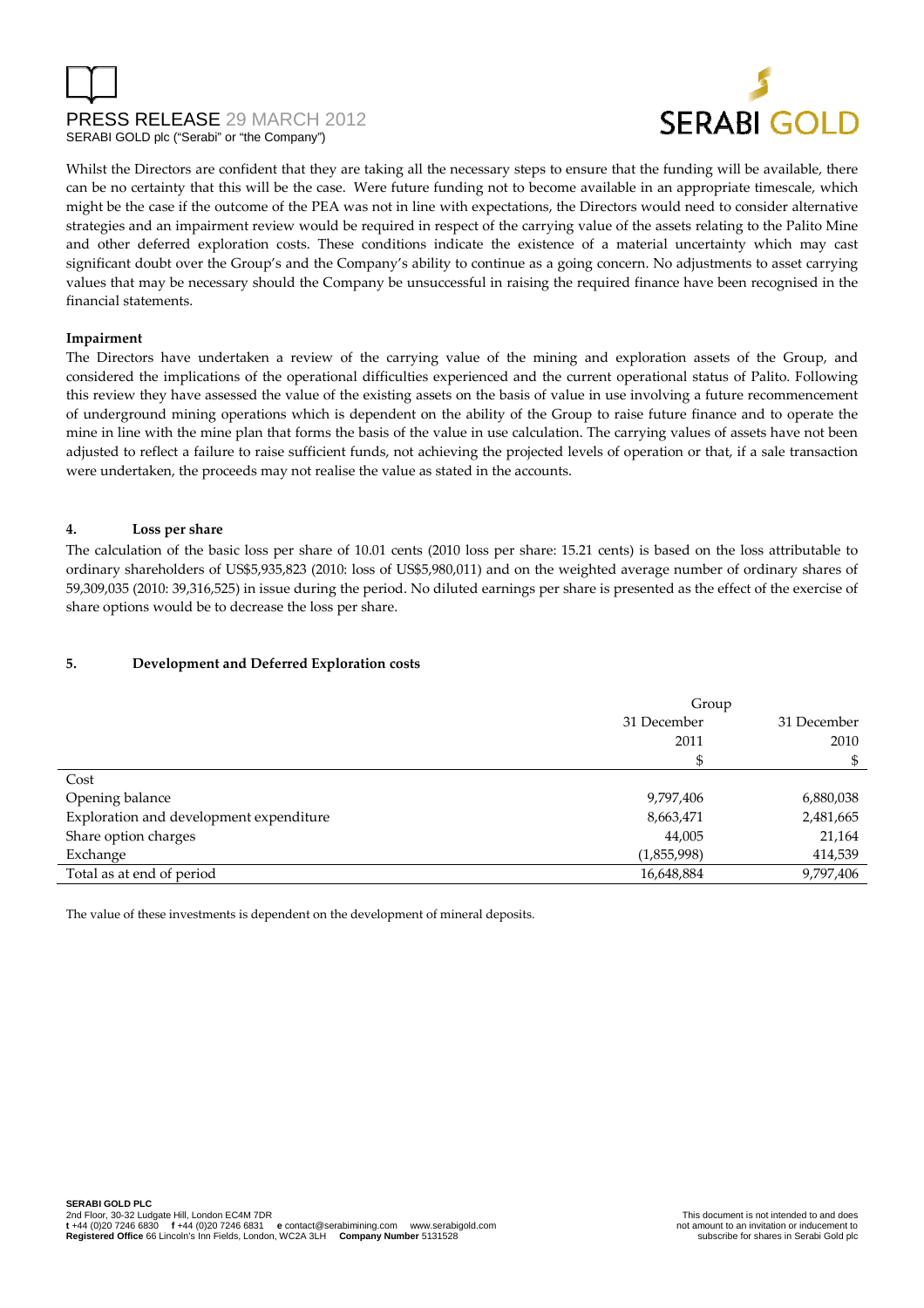Whilst the Directors are confident that they are taking all the necessary steps to ensure that the funding will be available, there can be no certainty that this will be the case. Were future funding not to become available in an appropriate timescale, which might be the case if the outcome of the PEA was not in line with expectations, the Directors would need to consider alternative strategies and an impairment review would be required in respect of the carrying value of the assets relating to the Palito Mine and other deferred exploration costs. These conditions indicate the existence of a material uncertainty which may cast significant doubt over the Group's and the Company's ability to continue as a going concern. No adjustments to asset carrying values that may be necessary should the Company be unsuccessful in raising the required finance have been recognised in the financial statements.

**Impairment**

The Directors have undertaken a review of the carrying value of the mining and exploration assets of the Group, and considered the implications of the operational difficulties experienced and the current operational status of Palito. Following this review they have assessed the value of the existing assets on the basis of value in use involving a future recommencement of underground mining operations which is dependent on the ability of the Group to raise future finance and to operate the mine in line with the mine plan that forms the basis of the value in use calculation. The carrying values of assets have not been adjusted to reflect a failure to raise sufficient funds, not achieving the projected levels of operation or that, if a sale transaction were undertaken, the proceeds may not realise the value as stated in the accounts.

## 4. Loss per share

The calculation of the basic loss per share of 10.01 cents (2010 loss per share: 15.21 cents) is based on the loss attributable to ordinary shareholders of US$5,935,823 (2010: loss of US$5,980,011) and on the weighted average number of ordinary shares of 59,309,035 (2010: 39,316,525) in issue during the period. No diluted earnings per share is presented as the effect of the exercise of share options would be to decrease the loss per share.

## 5. Development and Deferred Exploration costs

| | Group | |
|---|---|---|
| | 31 December 2011 | 31 December 2010 |
| | $ | $ |
| Cost | | |
| Opening balance | 9,797,406 | 6,880,038 |
| Exploration and development expenditure | 8,663,471 | 2,481,665 |
| Share option charges | 44,005 | 21,164 |
| Exchange | (1,855,998) | 414,539 |
| Total as at end of period | 16,648,884 | 9,797,406 |

The value of these investments is dependent on the development of mineral deposits.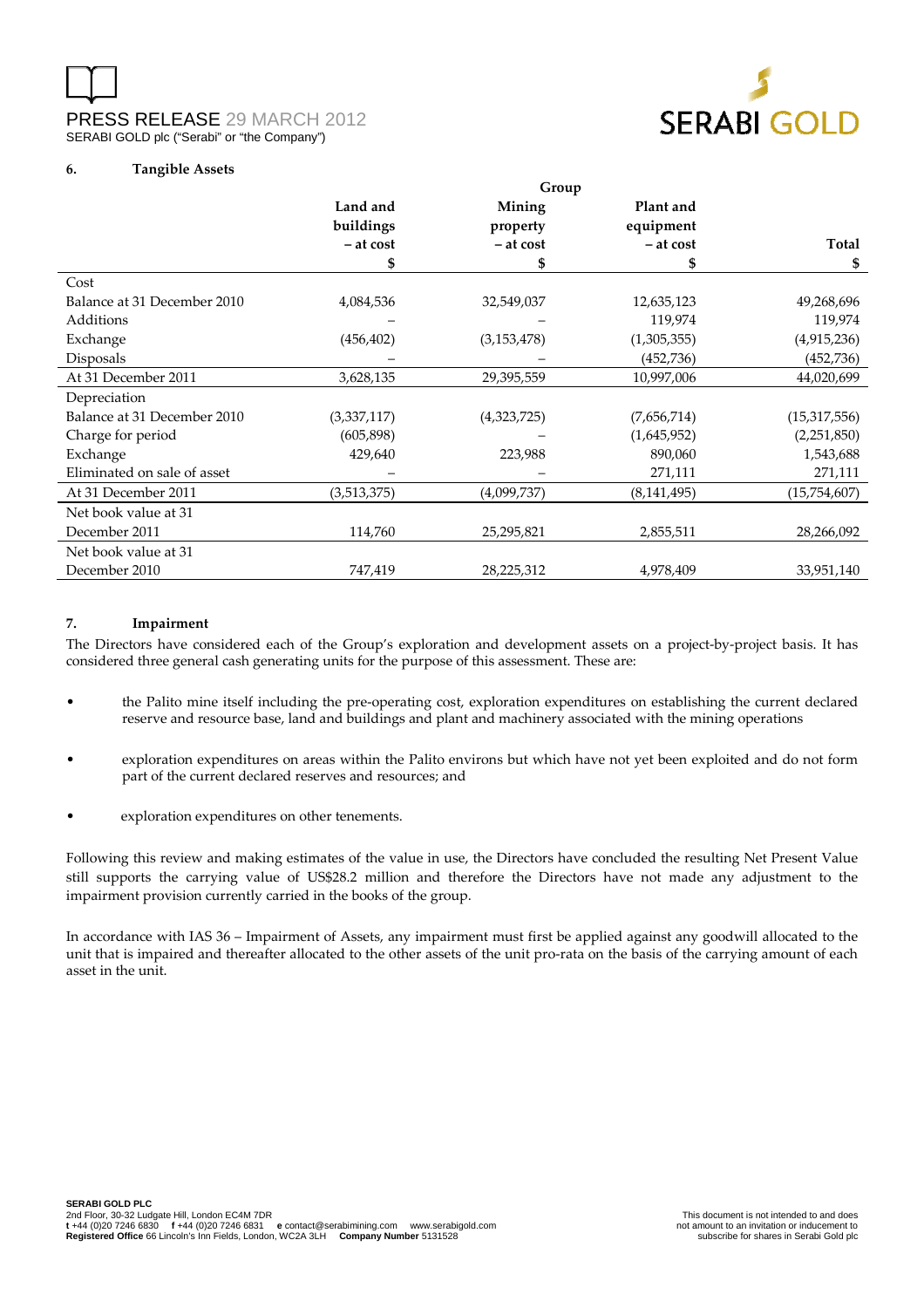### 6. Tangible Assets

| | Group | | | |
|---|---|---|---|---|
| | Land and buildings – at cost | Mining property – at cost | Plant and equipment – at cost | Total |
| | $ | $ | $ | $ |
| Cost | | | | |
| Balance at 31 December 2010 | 4,084,536 | 32,549,037 | 12,635,123 | 49,268,696 |
| Additions | – | – | 119,974 | 119,974 |
| Exchange | (456,402) | (3,153,478) | (1,305,355) | (4,915,236) |
| Disposals | – | – | (452,736) | (452,736) |
| At 31 December 2011 | 3,628,135 | 29,395,559 | 10,997,006 | 44,020,699 |
| Depreciation | | | | |
| Balance at 31 December 2010 | (3,337,117) | (4,323,725) | (7,656,714) | (15,317,556) |
| Charge for period | (605,898) | – | (1,645,952) | (2,251,850) |
| Exchange | 429,640 | 223,988 | 890,060 | 1,543,688 |
| Eliminated on sale of asset | – | – | 271,111 | 271,111 |
| At 31 December 2011 | (3,513,375) | (4,099,737) | (8,141,495) | (15,754,607) |
| Net book value at 31 December 2011 | 114,760 | 25,295,821 | 2,855,511 | 28,266,092 |
| Net book value at 31 December 2010 | 747,419 | 28,225,312 | 4,978,409 | 33,951,140 |

### 7. Impairment

The Directors have considered each of the Group's exploration and development assets on a project-by-project basis. It has considered three general cash generating units for the purpose of this assessment. These are:

- the Palito mine itself including the pre-operating cost, exploration expenditures on establishing the current declared reserve and resource base, land and buildings and plant and machinery associated with the mining operations
- exploration expenditures on areas within the Palito environs but which have not yet been exploited and do not form part of the current declared reserves and resources; and
- exploration expenditures on other tenements.

Following this review and making estimates of the value in use, the Directors have concluded the resulting Net Present Value still supports the carrying value of US$28.2 million and therefore the Directors have not made any adjustment to the impairment provision currently carried in the books of the group.

In accordance with IAS 36 – Impairment of Assets, any impairment must first be applied against any goodwill allocated to the unit that is impaired and thereafter allocated to the other assets of the unit pro-rata on the basis of the carrying amount of each asset in the unit.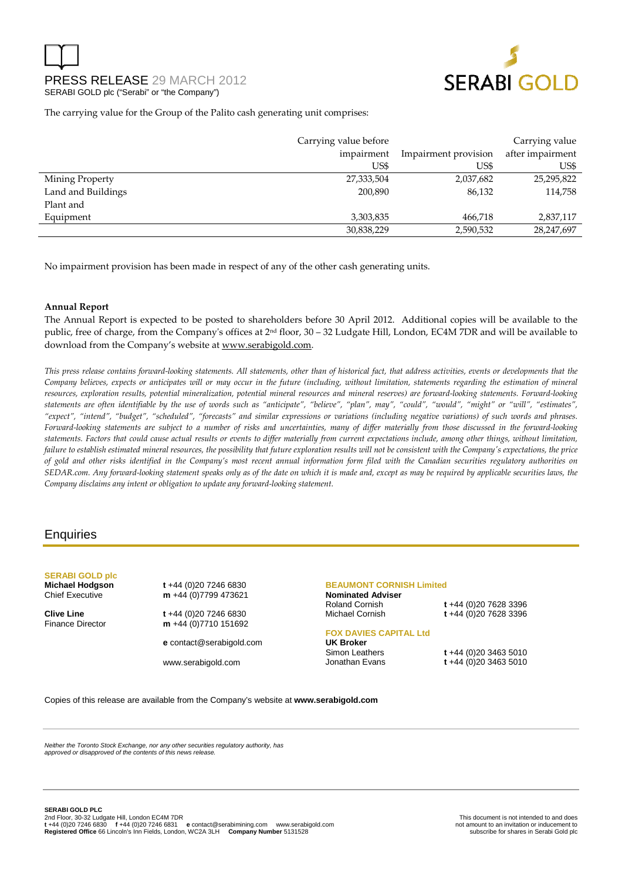The carrying value for the Group of the Palito cash generating unit comprises:

| | Carrying value before impairment US$ | Impairment provision US$ | Carrying value after impairment US$ |
|---|---|---|---|
| Mining Property | 27,333,504 | 2,037,682 | 25,295,822 |
| Land and Buildings | 200,890 | 86,132 | 114,758 |
| Plant and Equipment | 3,303,835 | 466,718 | 2,837,117 |
| | 30,838,229 | 2,590,532 | 28,247,697 |

No impairment provision has been made in respect of any of the other cash generating units.

**Annual Report**

The Annual Report is expected to be posted to shareholders before 30 April 2012. Additional copies will be available to the public, free of charge, from the Company's offices at 2nd floor, 30 – 32 Ludgate Hill, London, EC4M 7DR and will be available to download from the Company's website at www.serabigold.com.

*This press release contains forward-looking statements. All statements, other than of historical fact, that address activities, events or developments that the Company believes, expects or anticipates will or may occur in the future (including, without limitation, statements regarding the estimation of mineral resources, exploration results, potential mineralization, potential mineral resources and mineral reserves) are forward-looking statements. Forward-looking statements are often identifiable by the use of words such as "anticipate", "believe", "plan", may", "could", "would", "might" or "will", "estimates", "expect", "intend", "budget", "scheduled", "forecasts" and similar expressions or variations (including negative variations) of such words and phrases. Forward-looking statements are subject to a number of risks and uncertainties, many of differ materially from those discussed in the forward-looking statements. Factors that could cause actual results or events to differ materially from current expectations include, among other things, without limitation, failure to establish estimated mineral resources, the possibility that future exploration results will not be consistent with the Company's expectations, the price of gold and other risks identified in the Company's most recent annual information form filed with the Canadian securities regulatory authorities on SEDAR.com. Any forward-looking statement speaks only as of the date on which it is made and, except as may be required by applicable securities laws, the Company disclaims any intent or obligation to update any forward-looking statement.*

## Enquiries

**SERABI GOLD plc**

**Michael Hodgson**
Chief Executive
**t** +44 (0)20 7246 6830
**m** +44 (0)7799 473621

**Clive Line**
Finance Director
**t** +44 (0)20 7246 6830
**m** +44 (0)7710 151692

**e** contact@serabigold.com

www.serabigold.com

**BEAUMONT CORNISH Limited**

**Nominated Adviser**
Roland Cornish **t** +44 (0)20 7628 3396
Michael Cornish **t** +44 (0)20 7628 3396

**FOX DAVIES CAPITAL Ltd**

**UK Broker**
Simon Leathers **t** +44 (0)20 3463 5010
Jonathan Evans **t** +44 (0)20 3463 5010

Copies of this release are available from the Company's website at **www.serabigold.com**

*Neither the Toronto Stock Exchange, nor any other securities regulatory authority, has approved or disapproved of the contents of this news release.*